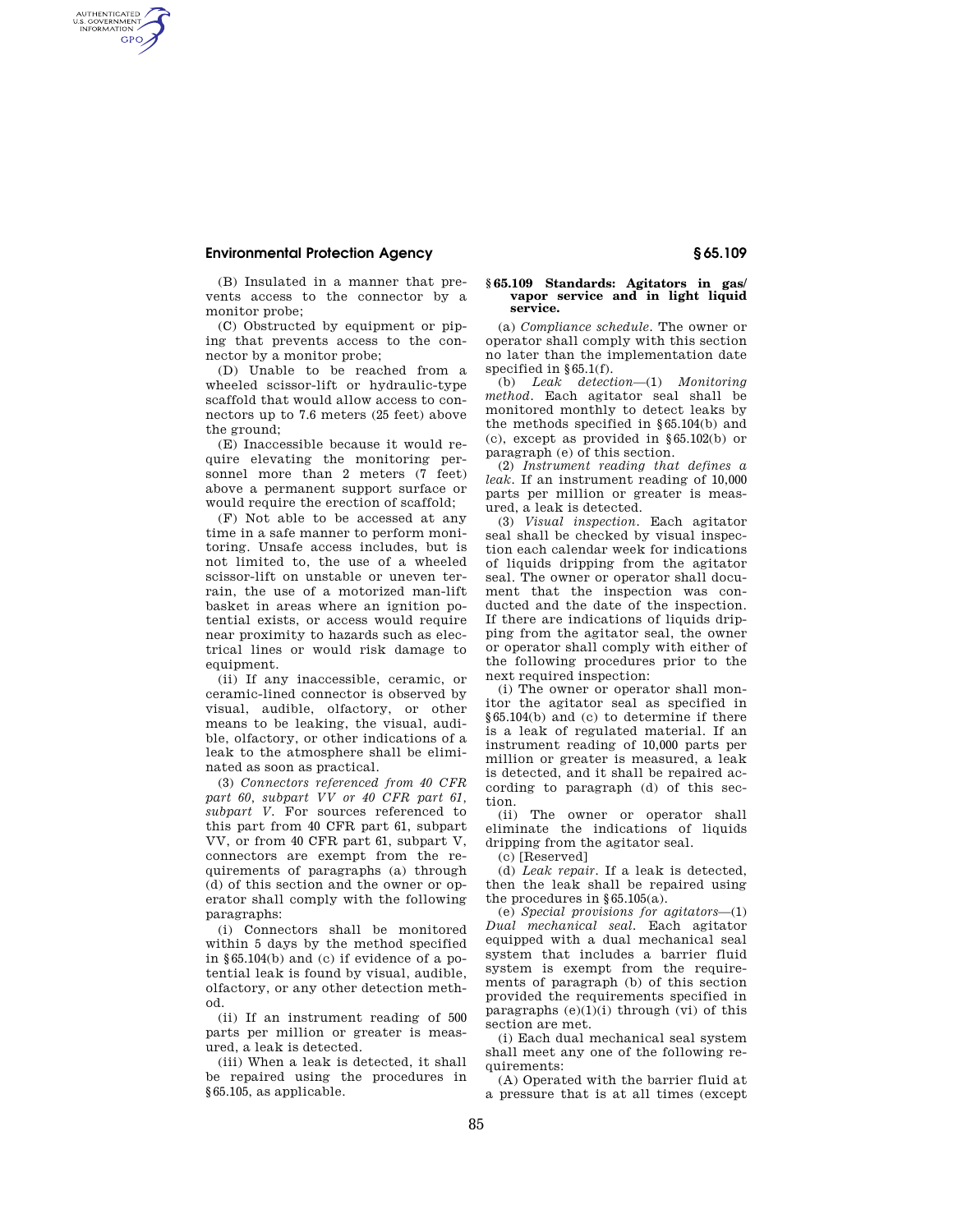(B) Insulated in a manner that prevents access to the connector by a monitor probe;

(C) Obstructed by equipment or piping that prevents access to the connector by a monitor probe;

(D) Unable to be reached from a wheeled scissor-lift or hydraulic-type scaffold that would allow access to connectors up to 7.6 meters (25 feet) above the ground;

(E) Inaccessible because it would require elevating the monitoring personnel more than 2 meters (7 feet) above a permanent support surface or would require the erection of scaffold;

(F) Not able to be accessed at any time in a safe manner to perform monitoring. Unsafe access includes, but is not limited to, the use of a wheeled scissor-lift on unstable or uneven terrain, the use of a motorized man-lift basket in areas where an ignition potential exists, or access would require near proximity to hazards such as electrical lines or would risk damage to equipment.

(ii) If any inaccessible, ceramic, or ceramic-lined connector is observed by visual, audible, olfactory, or other means to be leaking, the visual, audible, olfactory, or other indications of a leak to the atmosphere shall be eliminated as soon as practical.

(3) *Connectors referenced from 40 CFR part 60, subpart VV or 40 CFR part 61, subpart V*. For sources referenced to this part from 40 CFR part 61, subpart VV, or from 40 CFR part 61, subpart V, connectors are exempt from the requirements of paragraphs (a) through (d) of this section and the owner or operator shall comply with the following paragraphs:

(i) Connectors shall be monitored within 5 days by the method specified in §65.104(b) and (c) if evidence of a potential leak is found by visual, audible, olfactory, or any other detection method.

(ii) If an instrument reading of 500 parts per million or greater is measured, a leak is detected.

(iii) When a leak is detected, it shall be repaired using the procedures in §65.105, as applicable.

## §65.109 Standards: Agitators in gas/vapor service and in light liquid service.

(a) *Compliance schedule*. The owner or operator shall comply with this section no later than the implementation date specified in §65.1(f).

(b) *Leak detection*—(1) *Monitoring method*. Each agitator seal shall be monitored monthly to detect leaks by the methods specified in §65.104(b) and (c), except as provided in §65.102(b) or paragraph (e) of this section.

(2) *Instrument reading that defines a leak*. If an instrument reading of 10,000 parts per million or greater is measured, a leak is detected.

(3) *Visual inspection*. Each agitator seal shall be checked by visual inspection each calendar week for indications of liquids dripping from the agitator seal. The owner or operator shall document that the inspection was conducted and the date of the inspection. If there are indications of liquids dripping from the agitator seal, the owner or operator shall comply with either of the following procedures prior to the next required inspection:

(i) The owner or operator shall monitor the agitator seal as specified in §65.104(b) and (c) to determine if there is a leak of regulated material. If an instrument reading of 10,000 parts per million or greater is measured, a leak is detected, and it shall be repaired according to paragraph (d) of this section.

(ii) The owner or operator shall eliminate the indications of liquids dripping from the agitator seal.

(c) [Reserved]

(d) *Leak repair*. If a leak is detected, then the leak shall be repaired using the procedures in §65.105(a).

(e) *Special provisions for agitators*—(1) *Dual mechanical seal*. Each agitator equipped with a dual mechanical seal system that includes a barrier fluid system is exempt from the requirements of paragraph (b) of this section provided the requirements specified in paragraphs (e)(1)(i) through (vi) of this section are met.

(i) Each dual mechanical seal system shall meet any one of the following requirements:

(A) Operated with the barrier fluid at a pressure that is at all times (except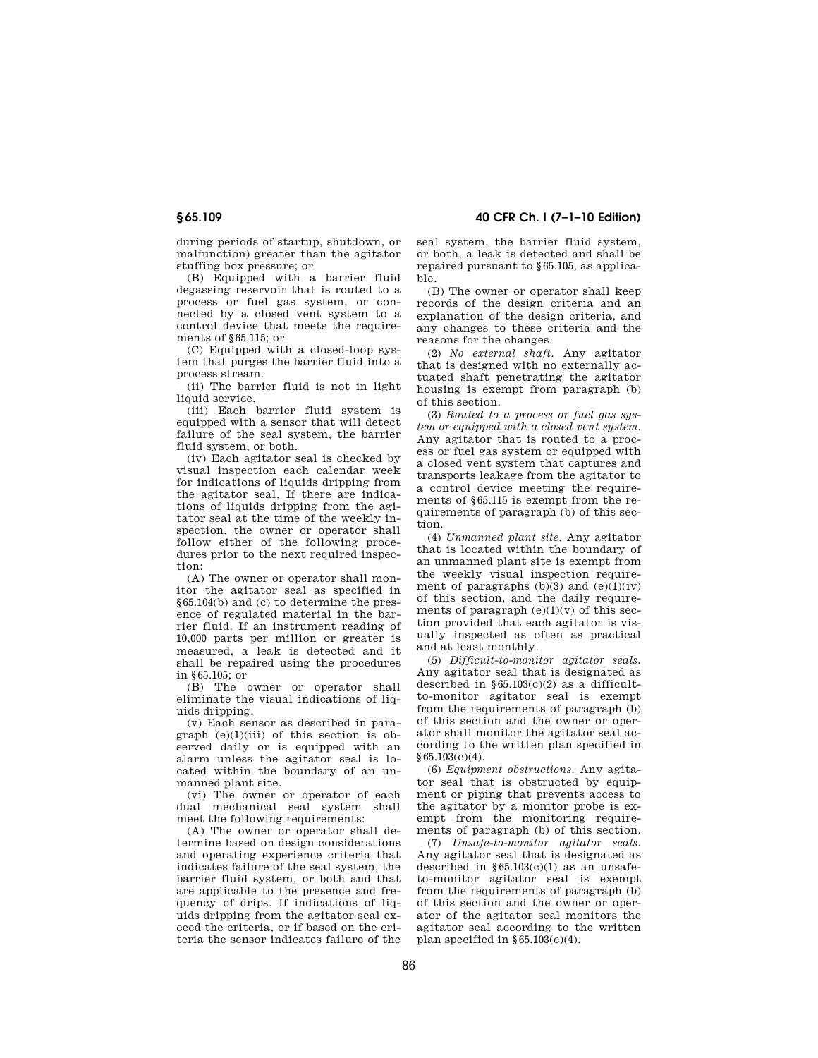during periods of startup, shutdown, or malfunction) greater than the agitator stuffing box pressure; or

(B) Equipped with a barrier fluid degassing reservoir that is routed to a process or fuel gas system, or connected by a closed vent system to a control device that meets the requirements of §65.115; or

(C) Equipped with a closed-loop system that purges the barrier fluid into a process stream.

(ii) The barrier fluid is not in light liquid service.

(iii) Each barrier fluid system is equipped with a sensor that will detect failure of the seal system, the barrier fluid system, or both.

(iv) Each agitator seal is checked by visual inspection each calendar week for indications of liquids dripping from the agitator seal. If there are indications of liquids dripping from the agitator seal at the time of the weekly inspection, the owner or operator shall follow either of the following procedures prior to the next required inspection:

(A) The owner or operator shall monitor the agitator seal as specified in §65.104(b) and (c) to determine the presence of regulated material in the barrier fluid. If an instrument reading of 10,000 parts per million or greater is measured, a leak is detected and it shall be repaired using the procedures in §65.105; or

(B) The owner or operator shall eliminate the visual indications of liquids dripping.

(v) Each sensor as described in paragraph (e)(1)(iii) of this section is observed daily or is equipped with an alarm unless the agitator seal is located within the boundary of an unmanned plant site.

(vi) The owner or operator of each dual mechanical seal system shall meet the following requirements:

(A) The owner or operator shall determine based on design considerations and operating experience criteria that indicates failure of the seal system, the barrier fluid system, or both and that are applicable to the presence and frequency of drips. If indications of liquids dripping from the agitator seal exceed the criteria, or if based on the criteria the sensor indicates failure of the seal system, the barrier fluid system, or both, a leak is detected and shall be repaired pursuant to §65.105, as applicable.

(B) The owner or operator shall keep records of the design criteria and an explanation of the design criteria, and any changes to these criteria and the reasons for the changes.

(2) *No external shaft.* Any agitator that is designed with no externally actuated shaft penetrating the agitator housing is exempt from paragraph (b) of this section.

(3) *Routed to a process or fuel gas system or equipped with a closed vent system.* Any agitator that is routed to a process or fuel gas system or equipped with a closed vent system that captures and transports leakage from the agitator to a control device meeting the requirements of §65.115 is exempt from the requirements of paragraph (b) of this section.

(4) *Unmanned plant site.* Any agitator that is located within the boundary of an unmanned plant site is exempt from the weekly visual inspection requirement of paragraphs (b)(3) and (e)(1)(iv) of this section, and the daily requirements of paragraph (e)(1)(v) of this section provided that each agitator is visually inspected as often as practical and at least monthly.

(5) *Difficult-to-monitor agitator seals.* Any agitator seal that is designated as described in §65.103(c)(2) as a difficult-to-monitor agitator seal is exempt from the requirements of paragraph (b) of this section and the owner or operator shall monitor the agitator seal according to the written plan specified in §65.103(c)(4).

(6) *Equipment obstructions.* Any agitator seal that is obstructed by equipment or piping that prevents access to the agitator by a monitor probe is exempt from the monitoring requirements of paragraph (b) of this section.

(7) *Unsafe-to-monitor agitator seals.* Any agitator seal that is designated as described in §65.103(c)(1) as an unsafe-to-monitor agitator seal is exempt from the requirements of paragraph (b) of this section and the owner or operator of the agitator seal monitors the agitator seal according to the written plan specified in §65.103(c)(4).